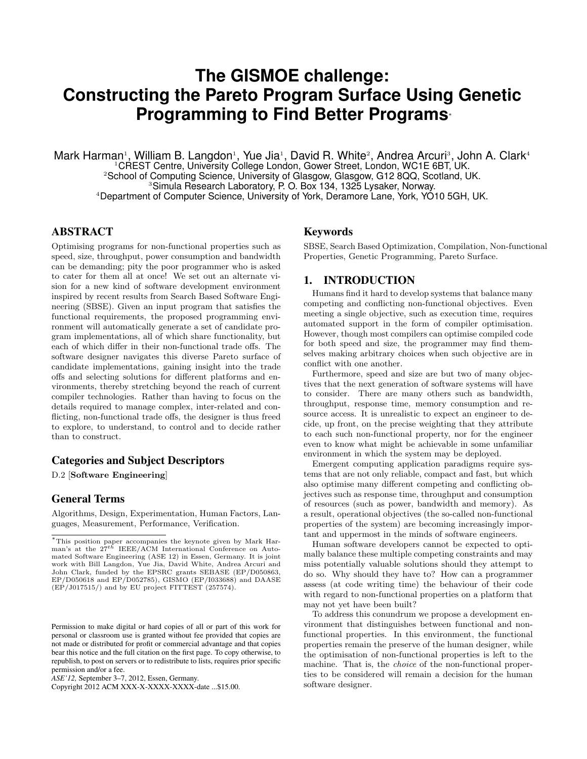# The GISMOE challenge: Constructing the Pareto Program Surface Using Genetic Programming to Find Better Programs[*]

Mark Harman[1], William B. Langdon[1], Yue Jia[1], David R. White[2], Andrea Arcuri[3], John A. Clark[4]

[1]CREST Centre, University College London, Gower Street, London, WC1E 6BT, UK.
[2]School of Computing Science, University of Glasgow, Glasgow, G12 8QQ, Scotland, UK.
[3]Simula Research Laboratory, P. O. Box 134, 1325 Lysaker, Norway.
[4]Department of Computer Science, University of York, Deramore Lane, York, YO10 5GH, UK.

## ABSTRACT

Optimising programs for non-functional properties such as speed, size, throughput, power consumption and bandwidth can be demanding; pity the poor programmer who is asked to cater for them all at once! We set out an alternate vision for a new kind of software development environment inspired by recent results from Search Based Software Engineering (SBSE). Given an input program that satisfies the functional requirements, the proposed programming environment will automatically generate a set of candidate program implementations, all of which share functionality, but each of which differ in their non-functional trade offs. The software designer navigates this diverse Pareto surface of candidate implementations, gaining insight into the trade offs and selecting solutions for different platforms and environments, thereby stretching beyond the reach of current compiler technologies. Rather than having to focus on the details required to manage complex, inter-related and conflicting, non-functional trade offs, the designer is thus freed to explore, to understand, to control and to decide rather than to construct.

### Categories and Subject Descriptors

D.2 [**Software Engineering**]

### General Terms

Algorithms, Design, Experimentation, Human Factors, Languages, Measurement, Performance, Verification.

### Keywords

SBSE, Search Based Optimization, Compilation, Non-functional Properties, Genetic Programming, Pareto Surface.

## 1. INTRODUCTION

Humans find it hard to develop systems that balance many competing and conflicting non-functional objectives. Even meeting a single objective, such as execution time, requires automated support in the form of compiler optimisation. However, though most compilers can optimise compiled code for both speed and size, the programmer may find themselves making arbitrary choices when such objective are in conflict with one another.

Furthermore, speed and size are but two of many objectives that the next generation of software systems will have to consider. There are many others such as bandwidth, throughput, response time, memory consumption and resource access. It is unrealistic to expect an engineer to decide, up front, on the precise weighting that they attribute to each such non-functional property, nor for the engineer even to know what might be achievable in some unfamiliar environment in which the system may be deployed.

Emergent computing application paradigms require systems that are not only reliable, compact and fast, but which also optimise many different competing and conflicting objectives such as response time, throughput and consumption of resources (such as power, bandwidth and memory). As a result, operational objectives (the so-called non-functional properties of the system) are becoming increasingly important and uppermost in the minds of software engineers.

Human software developers cannot be expected to optimally balance these multiple competing constraints and may miss potentially valuable solutions should they attempt to do so. Why should they have to? How can a programmer assess (at code writing time) the behaviour of their code with regard to non-functional properties on a platform that may not yet have been built?

To address this conundrum we propose a development environment that distinguishes between functional and non-functional properties. In this environment, the functional properties remain the preserve of the human designer, while the optimisation of non-functional properties is left to the machine. That is, the *choice* of the non-functional properties to be considered will remain a decision for the human software designer.

[*]This position paper accompanies the keynote given by Mark Harman's at the $27^{th}$ IEEE/ACM International Conference on Automated Software Engineering (ASE 12) in Essen, Germany. It is joint work with Bill Langdon, Yue Jia, David White, Andrea Arcuri and John Clark, funded by the EPSRC grants SEBASE (EP/D050863, EP/D050618 and EP/D052785), GISMO (EP/I033688) and DAASE (EP/J017515/) and by EU project FITTEST (257574).

Permission to make digital or hard copies of all or part of this work for personal or classroom use is granted without fee provided that copies are not made or distributed for profit or commercial advantage and that copies bear this notice and the full citation on the first page. To copy otherwise, to republish, to post on servers or to redistribute to lists, requires prior specific permission and/or a fee.
*ASE'12,* September 3–7, 2012, Essen, Germany.
Copyright 2012 ACM XXX-X-XXXX-XXXX-date ...$15.00.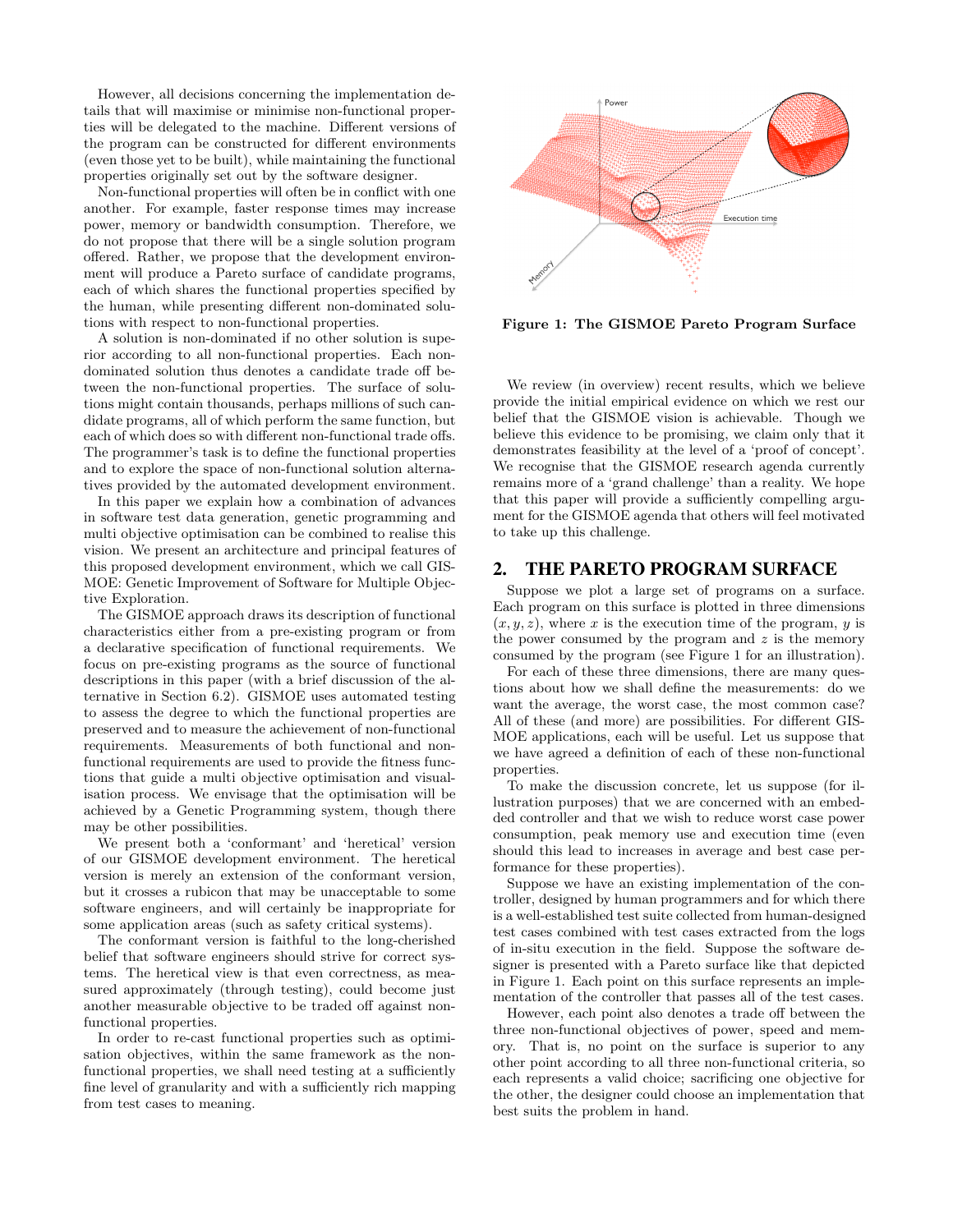However, all decisions concerning the implementation details that will maximise or minimise non-functional properties will be delegated to the machine. Different versions of the program can be constructed for different environments (even those yet to be built), while maintaining the functional properties originally set out by the software designer.

Non-functional properties will often be in conflict with one another. For example, faster response times may increase power, memory or bandwidth consumption. Therefore, we do not propose that there will be a single solution program offered. Rather, we propose that the development environment will produce a Pareto surface of candidate programs, each of which shares the functional properties specified by the human, while presenting different non-dominated solutions with respect to non-functional properties.

A solution is non-dominated if no other solution is superior according to all non-functional properties. Each non-dominated solution thus denotes a candidate trade off between the non-functional properties. The surface of solutions might contain thousands, perhaps millions of such candidate programs, all of which perform the same function, but each of which does so with different non-functional trade offs. The programmer's task is to define the functional properties and to explore the space of non-functional solution alternatives provided by the automated development environment.

In this paper we explain how a combination of advances in software test data generation, genetic programming and multi objective optimisation can be combined to realise this vision. We present an architecture and principal features of this proposed development environment, which we call GISMOE: Genetic Improvement of Software for Multiple Objective Exploration.

The GISMOE approach draws its description of functional characteristics either from a pre-existing program or from a declarative specification of functional requirements. We focus on pre-existing programs as the source of functional descriptions in this paper (with a brief discussion of the alternative in Section 6.2). GISMOE uses automated testing to assess the degree to which the functional properties are preserved and to measure the achievement of non-functional requirements. Measurements of both functional and non-functional requirements are used to provide the fitness functions that guide a multi objective optimisation and visualisation process. We envisage that the optimisation will be achieved by a Genetic Programming system, though there may be other possibilities.

We present both a 'conformant' and 'heretical' version of our GISMOE development environment. The heretical version is merely an extension of the conformant version, but it crosses a rubicon that may be unacceptable to some software engineers, and will certainly be inappropriate for some application areas (such as safety critical systems).

The conformant version is faithful to the long-cherished belief that software engineers should strive for correct systems. The heretical view is that even correctness, as measured approximately (through testing), could become just another measurable objective to be traded off against non-functional properties.

In order to re-cast functional properties such as optimisation objectives, within the same framework as the non-functional properties, we shall need testing at a sufficiently fine level of granularity and with a sufficiently rich mapping from test cases to meaning.

Power

Execution time

Memory

**Figure 1: The GISMOE Pareto Program Surface**

We review (in overview) recent results, which we believe provide the initial empirical evidence on which we rest our belief that the GISMOE vision is achievable. Though we believe this evidence to be promising, we claim only that it demonstrates feasibility at the level of a 'proof of concept'. We recognise that the GISMOE research agenda currently remains more of a 'grand challenge' than a reality. We hope that this paper will provide a sufficiently compelling argument for the GISMOE agenda that others will feel motivated to take up this challenge.

## 2. THE PARETO PROGRAM SURFACE

Suppose we plot a large set of programs on a surface. Each program on this surface is plotted in three dimensions $(x, y, z)$, where $x$ is the execution time of the program, $y$ is the power consumed by the program and $z$ is the memory consumed by the program (see Figure 1 for an illustration).

For each of these three dimensions, there are many questions about how we shall define the measurements: do we want the average, the worst case, the most common case? All of these (and more) are possibilities. For different GISMOE applications, each will be useful. Let us suppose that we have agreed a definition of each of these non-functional properties.

To make the discussion concrete, let us suppose (for illustration purposes) that we are concerned with an embedded controller and that we wish to reduce worst case power consumption, peak memory use and execution time (even should this lead to increases in average and best case performance for these properties).

Suppose we have an existing implementation of the controller, designed by human programmers and for which there is a well-established test suite collected from human-designed test cases combined with test cases extracted from the logs of in-situ execution in the field. Suppose the software designer is presented with a Pareto surface like that depicted in Figure 1. Each point on this surface represents an implementation of the controller that passes all of the test cases.

However, each point also denotes a trade off between the three non-functional objectives of power, speed and memory. That is, no point on the surface is superior to any other point according to all three non-functional criteria, so each represents a valid choice; sacrificing one objective for the other, the designer could choose an implementation that best suits the problem in hand.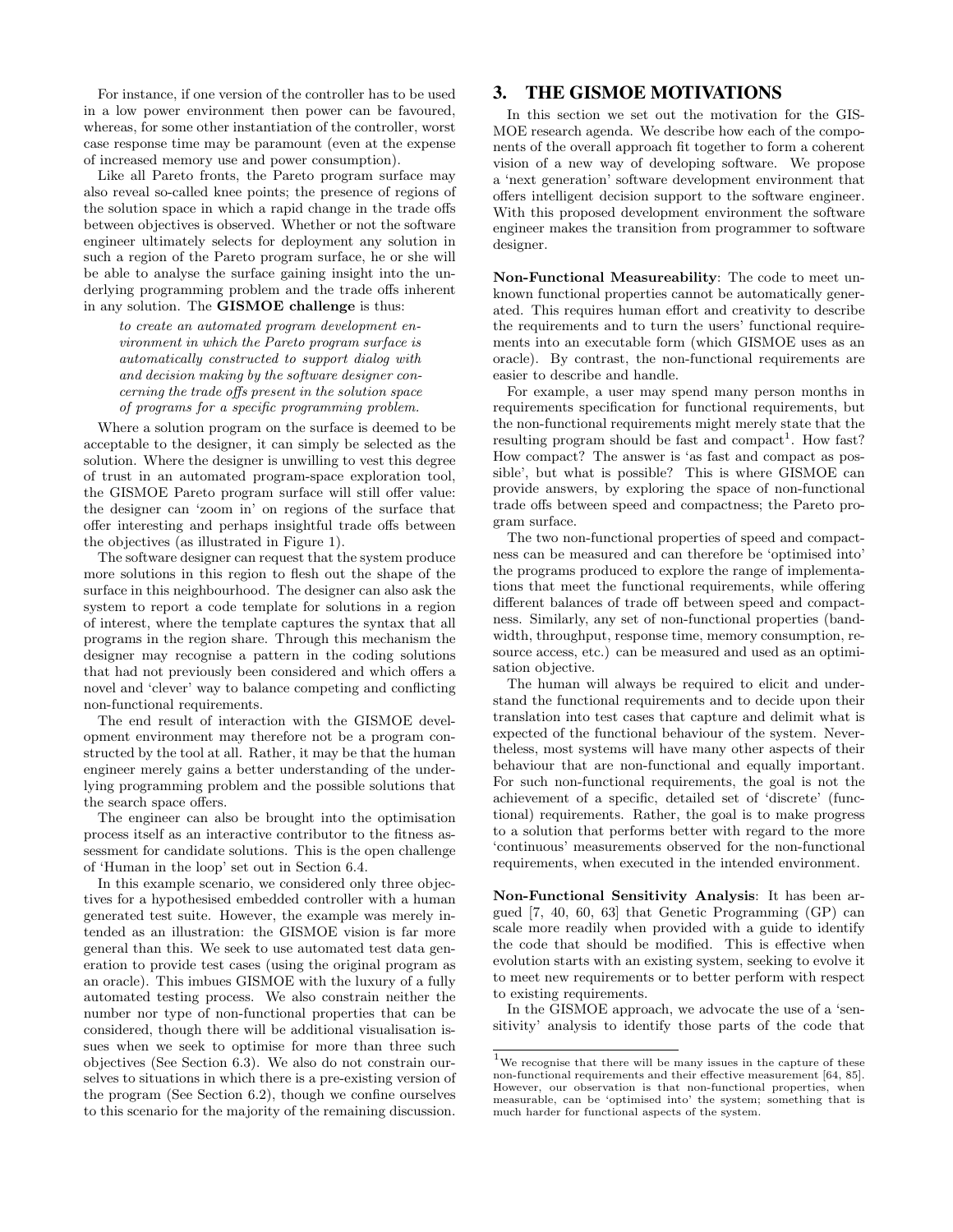For instance, if one version of the controller has to be used in a low power environment then power can be favoured, whereas, for some other instantiation of the controller, worst case response time may be paramount (even at the expense of increased memory use and power consumption).

Like all Pareto fronts, the Pareto program surface may also reveal so-called knee points; the presence of regions of the solution space in which a rapid change in the trade offs between objectives is observed. Whether or not the software engineer ultimately selects for deployment any solution in such a region of the Pareto program surface, he or she will be able to analyse the surface gaining insight into the underlying programming problem and the trade offs inherent in any solution. The **GISMOE challenge** is thus:

> *to create an automated program development environment in which the Pareto program surface is automatically constructed to support dialog with and decision making by the software designer concerning the trade offs present in the solution space of programs for a specific programming problem.*

Where a solution program on the surface is deemed to be acceptable to the designer, it can simply be selected as the solution. Where the designer is unwilling to vest this degree of trust in an automated program-space exploration tool, the GISMOE Pareto program surface will still offer value: the designer can 'zoom in' on regions of the surface that offer interesting and perhaps insightful trade offs between the objectives (as illustrated in Figure 1).

The software designer can request that the system produce more solutions in this region to flesh out the shape of the surface in this neighbourhood. The designer can also ask the system to report a code template for solutions in a region of interest, where the template captures the syntax that all programs in the region share. Through this mechanism the designer may recognise a pattern in the coding solutions that had not previously been considered and which offers a novel and 'clever' way to balance competing and conflicting non-functional requirements.

The end result of interaction with the GISMOE development environment may therefore not be a program constructed by the tool at all. Rather, it may be that the human engineer merely gains a better understanding of the underlying programming problem and the possible solutions that the search space offers.

The engineer can also be brought into the optimisation process itself as an interactive contributor to the fitness assessment for candidate solutions. This is the open challenge of 'Human in the loop' set out in Section 6.4.

In this example scenario, we considered only three objectives for a hypothesised embedded controller with a human generated test suite. However, the example was merely intended as an illustration: the GISMOE vision is far more general than this. We seek to use automated test data generation to provide test cases (using the original program as an oracle). This imbues GISMOE with the luxury of a fully automated testing process. We also constrain neither the number nor type of non-functional properties that can be considered, though there will be additional visualisation issues when we seek to optimise for more than three such objectives (See Section 6.3). We also do not constrain ourselves to situations in which there is a pre-existing version of the program (See Section 6.2), though we confine ourselves to this scenario for the majority of the remaining discussion.

# 3. THE GISMOE MOTIVATIONS

In this section we set out the motivation for the GISMOE research agenda. We describe how each of the components of the overall approach fit together to form a coherent vision of a new way of developing software. We propose a 'next generation' software development environment that offers intelligent decision support to the software engineer. With this proposed development environment the software engineer makes the transition from programmer to software designer.

**Non-Functional Measureability**: The code to meet unknown functional properties cannot be automatically generated. This requires human effort and creativity to describe the requirements and to turn the users' functional requirements into an executable form (which GISMOE uses as an oracle). By contrast, the non-functional requirements are easier to describe and handle.

For example, a user may spend many person months in requirements specification for functional requirements, but the non-functional requirements might merely state that the resulting program should be fast and compact[1]. How fast? How compact? The answer is 'as fast and compact as possible', but what is possible? This is where GISMOE can provide answers, by exploring the space of non-functional trade offs between speed and compactness; the Pareto program surface.

The two non-functional properties of speed and compactness can be measured and can therefore be 'optimised into' the programs produced to explore the range of implementations that meet the functional requirements, while offering different balances of trade off between speed and compactness. Similarly, any set of non-functional properties (bandwidth, throughput, response time, memory consumption, resource access, etc.) can be measured and used as an optimisation objective.

The human will always be required to elicit and understand the functional requirements and to decide upon their translation into test cases that capture and delimit what is expected of the functional behaviour of the system. Nevertheless, most systems will have many other aspects of their behaviour that are non-functional and equally important. For such non-functional requirements, the goal is not the achievement of a specific, detailed set of 'discrete' (functional) requirements. Rather, the goal is to make progress to a solution that performs better with regard to the more 'continuous' measurements observed for the non-functional requirements, when executed in the intended environment.

**Non-Functional Sensitivity Analysis**: It has been argued [7, 40, 60, 63] that Genetic Programming (GP) can scale more readily when provided with a guide to identify the code that should be modified. This is effective when evolution starts with an existing system, seeking to evolve it to meet new requirements or to better perform with respect to existing requirements.

In the GISMOE approach, we advocate the use of a 'sensitivity' analysis to identify those parts of the code that

[1] We recognise that there will be many issues in the capture of these non-functional requirements and their effective measurement [64, 85]. However, our observation is that non-functional properties, when measurable, can be 'optimised into' the system; something that is much harder for functional aspects of the system.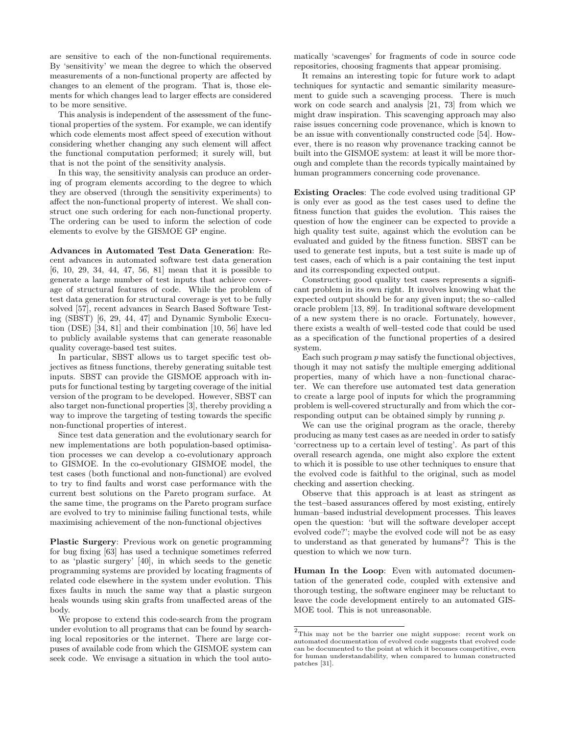are sensitive to each of the non-functional requirements. By 'sensitivity' we mean the degree to which the observed measurements of a non-functional property are affected by changes to an element of the program. That is, those elements for which changes lead to larger effects are considered to be more sensitive.

This analysis is independent of the assessment of the functional properties of the system. For example, we can identify which code elements most affect speed of execution without considering whether changing any such element will affect the functional computation performed; it surely will, but that is not the point of the sensitivity analysis.

In this way, the sensitivity analysis can produce an ordering of program elements according to the degree to which they are observed (through the sensitivity experiments) to affect the non-functional property of interest. We shall construct one such ordering for each non-functional property. The ordering can be used to inform the selection of code elements to evolve by the GISMOE GP engine.

**Advances in Automated Test Data Generation**: Recent advances in automated software test data generation [6, 10, 29, 34, 44, 47, 56, 81] mean that it is possible to generate a large number of test inputs that achieve coverage of structural features of code. While the problem of test data generation for structural coverage is yet to be fully solved [57], recent advances in Search Based Software Testing (SBST) [6, 29, 44, 47] and Dynamic Symbolic Execution (DSE) [34, 81] and their combination [10, 56] have led to publicly available systems that can generate reasonable quality coverage-based test suites.

In particular, SBST allows us to target specific test objectives as fitness functions, thereby generating suitable test inputs. SBST can provide the GISMOE approach with inputs for functional testing by targeting coverage of the initial version of the program to be developed. However, SBST can also target non-functional properties [3], thereby providing a way to improve the targeting of testing towards the specific non-functional properties of interest.

Since test data generation and the evolutionary search for new implementations are both population-based optimisation processes we can develop a co-evolutionary approach to GISMOE. In the co-evolutionary GISMOE model, the test cases (both functional and non-functional) are evolved to try to find faults and worst case performance with the current best solutions on the Pareto program surface. At the same time, the programs on the Pareto program surface are evolved to try to minimise failing functional tests, while maximising achievement of the non-functional objectives

**Plastic Surgery**: Previous work on genetic programming for bug fixing [63] has used a technique sometimes referred to as 'plastic surgery' [40], in which seeds to the genetic programming systems are provided by locating fragments of related code elsewhere in the system under evolution. This fixes faults in much the same way that a plastic surgeon heals wounds using skin grafts from unaffected areas of the body.

We propose to extend this code-search from the program under evolution to all programs that can be found by searching local repositories or the internet. There are large corpuses of available code from which the GISMOE system can seek code. We envisage a situation in which the tool automatically 'scavenges' for fragments of code in source code repositories, choosing fragments that appear promising.

It remains an interesting topic for future work to adapt techniques for syntactic and semantic similarity measurement to guide such a scavenging process. There is much work on code search and analysis [21, 73] from which we might draw inspiration. This scavenging approach may also raise issues concerning code provenance, which is known to be an issue with conventionally constructed code [54]. However, there is no reason why provenance tracking cannot be built into the GISMOE system: at least it will be more thorough and complete than the records typically maintained by human programmers concerning code provenance.

**Existing Oracles**: The code evolved using traditional GP is only ever as good as the test cases used to define the fitness function that guides the evolution. This raises the question of how the engineer can be expected to provide a high quality test suite, against which the evolution can be evaluated and guided by the fitness function. SBST can be used to generate test inputs, but a test suite is made up of test cases, each of which is a pair containing the test input and its corresponding expected output.

Constructing good quality test cases represents a significant problem in its own right. It involves knowing what the expected output should be for any given input; the so–called oracle problem [13, 89]. In traditional software development of a new system there is no oracle. Fortunately, however, there exists a wealth of well–tested code that could be used as a specification of the functional properties of a desired system.

Each such program $p$ may satisfy the functional objectives, though it may not satisfy the multiple emerging additional properties, many of which have a non–functional character. We can therefore use automated test data generation to create a large pool of inputs for which the programming problem is well-covered structurally and from which the corresponding output can be obtained simply by running $p$.

We can use the original program as the oracle, thereby producing as many test cases as are needed in order to satisfy 'correctness up to a certain level of testing'. As part of this overall research agenda, one might also explore the extent to which it is possible to use other techniques to ensure that the evolved code is faithful to the original, such as model checking and assertion checking.

Observe that this approach is at least as stringent as the test–based assurances offered by most existing, entirely human–based industrial development processes. This leaves open the question: 'but will the software developer accept evolved code?'; maybe the evolved code will not be as easy to understand as that generated by humans[2]? This is the question to which we now turn.

**Human In the Loop**: Even with automated documentation of the generated code, coupled with extensive and thorough testing, the software engineer may be reluctant to leave the code development entirely to an automated GISMOE tool. This is not unreasonable.

[2] This may not be the barrier one might suppose: recent work on automated documentation of evolved code suggests that evolved code can be documented to the point at which it becomes competitive, even for human understandability, when compared to human constructed patches [31].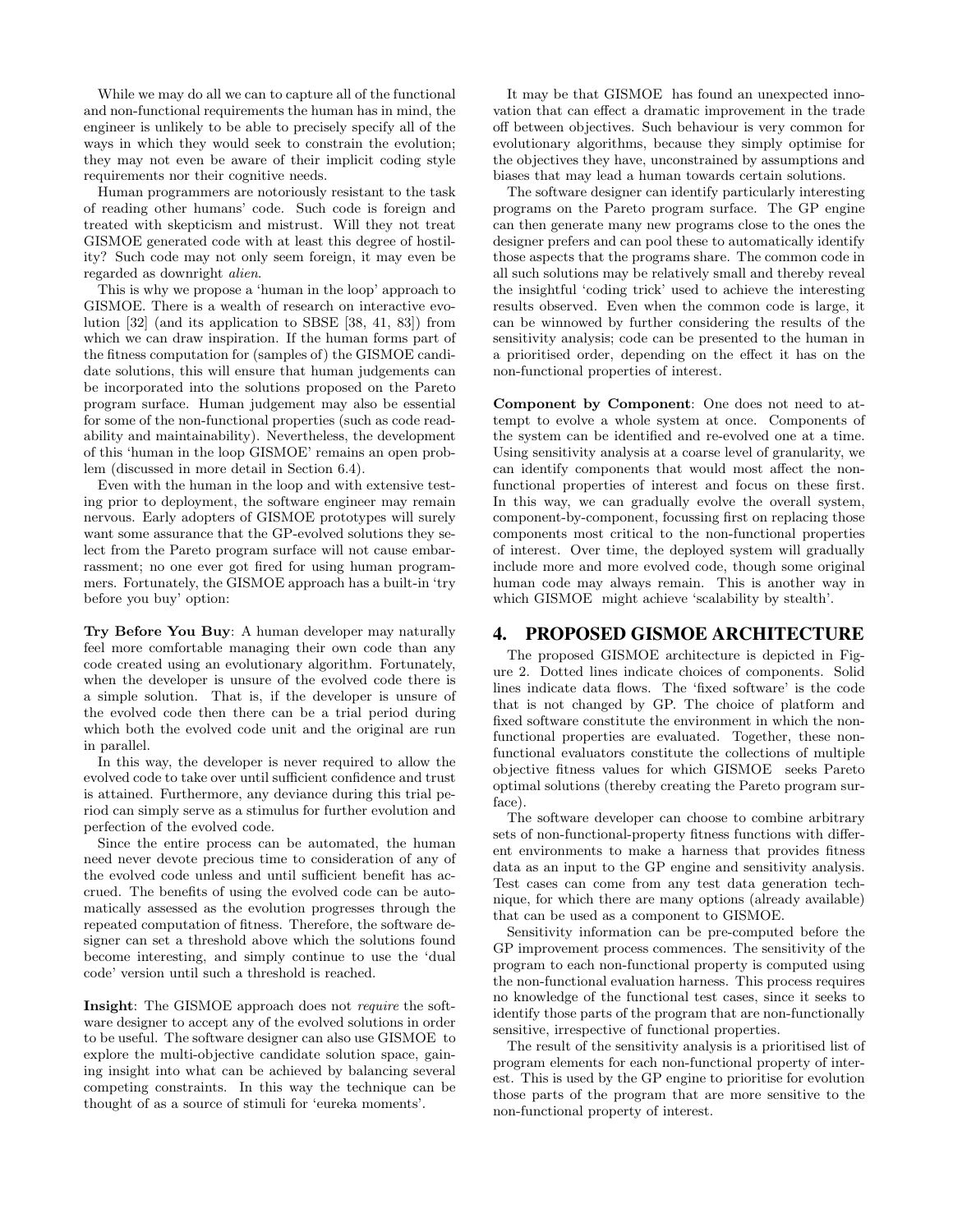While we may do all we can to capture all of the functional and non-functional requirements the human has in mind, the engineer is unlikely to be able to precisely specify all of the ways in which they would seek to constrain the evolution; they may not even be aware of their implicit coding style requirements nor their cognitive needs.

Human programmers are notoriously resistant to the task of reading other humans' code. Such code is foreign and treated with skepticism and mistrust. Will they not treat GISMOE generated code with at least this degree of hostility? Such code may not only seem foreign, it may even be regarded as downright *alien*.

This is why we propose a 'human in the loop' approach to GISMOE. There is a wealth of research on interactive evolution [32] (and its application to SBSE [38, 41, 83]) from which we can draw inspiration. If the human forms part of the fitness computation for (samples of) the GISMOE candidate solutions, this will ensure that human judgements can be incorporated into the solutions proposed on the Pareto program surface. Human judgement may also be essential for some of the non-functional properties (such as code readability and maintainability). Nevertheless, the development of this 'human in the loop GISMOE' remains an open problem (discussed in more detail in Section 6.4).

Even with the human in the loop and with extensive testing prior to deployment, the software engineer may remain nervous. Early adopters of GISMOE prototypes will surely want some assurance that the GP-evolved solutions they select from the Pareto program surface will not cause embarrassment; no one ever got fired for using human programmers. Fortunately, the GISMOE approach has a built-in 'try before you buy' option:

**Try Before You Buy**: A human developer may naturally feel more comfortable managing their own code than any code created using an evolutionary algorithm. Fortunately, when the developer is unsure of the evolved code there is a simple solution. That is, if the developer is unsure of the evolved code then there can be a trial period during which both the evolved code unit and the original are run in parallel.

In this way, the developer is never required to allow the evolved code to take over until sufficient confidence and trust is attained. Furthermore, any deviance during this trial period can simply serve as a stimulus for further evolution and perfection of the evolved code.

Since the entire process can be automated, the human need never devote precious time to consideration of any of the evolved code unless and until sufficient benefit has accrued. The benefits of using the evolved code can be automatically assessed as the evolution progresses through the repeated computation of fitness. Therefore, the software designer can set a threshold above which the solutions found become interesting, and simply continue to use the 'dual code' version until such a threshold is reached.

**Insight**: The GISMOE approach does not *require* the software designer to accept any of the evolved solutions in order to be useful. The software designer can also use GISMOE to explore the multi-objective candidate solution space, gaining insight into what can be achieved by balancing several competing constraints. In this way the technique can be thought of as a source of stimuli for 'eureka moments'.

It may be that GISMOE has found an unexpected innovation that can effect a dramatic improvement in the trade off between objectives. Such behaviour is very common for evolutionary algorithms, because they simply optimise for the objectives they have, unconstrained by assumptions and biases that may lead a human towards certain solutions.

The software designer can identify particularly interesting programs on the Pareto program surface. The GP engine can then generate many new programs close to the ones the designer prefers and can pool these to automatically identify those aspects that the programs share. The common code in all such solutions may be relatively small and thereby reveal the insightful 'coding trick' used to achieve the interesting results observed. Even when the common code is large, it can be winnowed by further considering the results of the sensitivity analysis; code can be presented to the human in a prioritised order, depending on the effect it has on the non-functional properties of interest.

**Component by Component**: One does not need to attempt to evolve a whole system at once. Components of the system can be identified and re-evolved one at a time. Using sensitivity analysis at a coarse level of granularity, we can identify components that would most affect the non-functional properties of interest and focus on these first. In this way, we can gradually evolve the overall system, component-by-component, focussing first on replacing those components most critical to the non-functional properties of interest. Over time, the deployed system will gradually include more and more evolved code, though some original human code may always remain. This is another way in which GISMOE might achieve 'scalability by stealth'.

## 4. PROPOSED GISMOE ARCHITECTURE

The proposed GISMOE architecture is depicted in Figure 2. Dotted lines indicate choices of components. Solid lines indicate data flows. The 'fixed software' is the code that is not changed by GP. The choice of platform and fixed software constitute the environment in which the non-functional properties are evaluated. Together, these non-functional evaluators constitute the collections of multiple objective fitness values for which GISMOE seeks Pareto optimal solutions (thereby creating the Pareto program surface).

The software developer can choose to combine arbitrary sets of non-functional-property fitness functions with different environments to make a harness that provides fitness data as an input to the GP engine and sensitivity analysis. Test cases can come from any test data generation technique, for which there are many options (already available) that can be used as a component to GISMOE.

Sensitivity information can be pre-computed before the GP improvement process commences. The sensitivity of the program to each non-functional property is computed using the non-functional evaluation harness. This process requires no knowledge of the functional test cases, since it seeks to identify those parts of the program that are non-functionally sensitive, irrespective of functional properties.

The result of the sensitivity analysis is a prioritised list of program elements for each non-functional property of interest. This is used by the GP engine to prioritise for evolution those parts of the program that are more sensitive to the non-functional property of interest.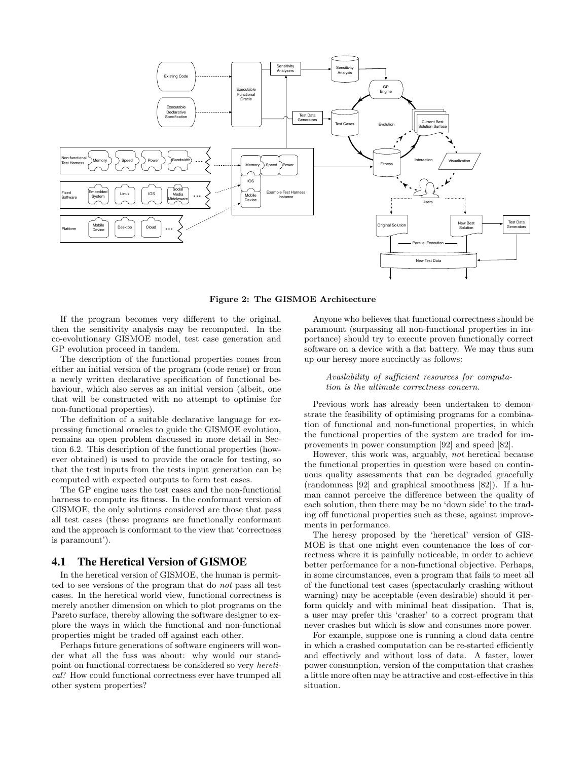Figure 2: The GISMOE Architecture

If the program becomes very different to the original, then the sensitivity analysis may be recomputed. In the co-evolutionary GISMOE model, test case generation and GP evolution proceed in tandem.

The description of the functional properties comes from either an initial version of the program (code reuse) or from a newly written declarative specification of functional behaviour, which also serves as an initial version (albeit, one that will be constructed with no attempt to optimise for non-functional properties).

The definition of a suitable declarative language for expressing functional oracles to guide the GISMOE evolution, remains an open problem discussed in more detail in Section 6.2. This description of the functional properties (however obtained) is used to provide the oracle for testing, so that the test inputs from the tests input generation can be computed with expected outputs to form test cases.

The GP engine uses the test cases and the non-functional harness to compute its fitness. In the conformant version of GISMOE, the only solutions considered are those that pass all test cases (these programs are functionally conformant and the approach is conformant to the view that 'correctness is paramount').

## 4.1 The Heretical Version of GISMOE

In the heretical version of GISMOE, the human is permitted to see versions of the program that do *not* pass all test cases. In the heretical world view, functional correctness is merely another dimension on which to plot programs on the Pareto surface, thereby allowing the software designer to explore the ways in which the functional and non-functional properties might be traded off against each other.

Perhaps future generations of software engineers will wonder what all the fuss was about: why would our standpoint on functional correctness be considered so very *heretical*? How could functional correctness ever have trumped all other system properties?

Anyone who believes that functional correctness should be paramount (surpassing all non-functional properties in importance) should try to execute proven functionally correct software on a device with a flat battery. We may thus sum up our heresy more succinctly as follows:

> *Availability of sufficient resources for computation is the ultimate correctness concern.*

Previous work has already been undertaken to demonstrate the feasibility of optimising programs for a combination of functional and non-functional properties, in which the functional properties of the system are traded for improvements in power consumption [92] and speed [82].

However, this work was, arguably, *not* heretical because the functional properties in question were based on continuous quality assessments that can be degraded gracefully (randomness [92] and graphical smoothness [82]). If a human cannot perceive the difference between the quality of each solution, then there may be no 'down side' to the trading off functional properties such as these, against improvements in performance.

The heresy proposed by the 'heretical' version of GISMOE is that one might even countenance the loss of correctness where it is painfully noticeable, in order to achieve better performance for a non-functional objective. Perhaps, in some circumstances, even a program that fails to meet all of the functional test cases (spectacularly crashing without warning) may be acceptable (even desirable) should it perform quickly and with minimal heat dissipation. That is, a user may prefer this 'crasher' to a correct program that never crashes but which is slow and consumes more power.

For example, suppose one is running a cloud data centre in which a crashed computation can be re-started efficiently and effectively and without loss of data. A faster, lower power consumption, version of the computation that crashes a little more often may be attractive and cost-effective in this situation.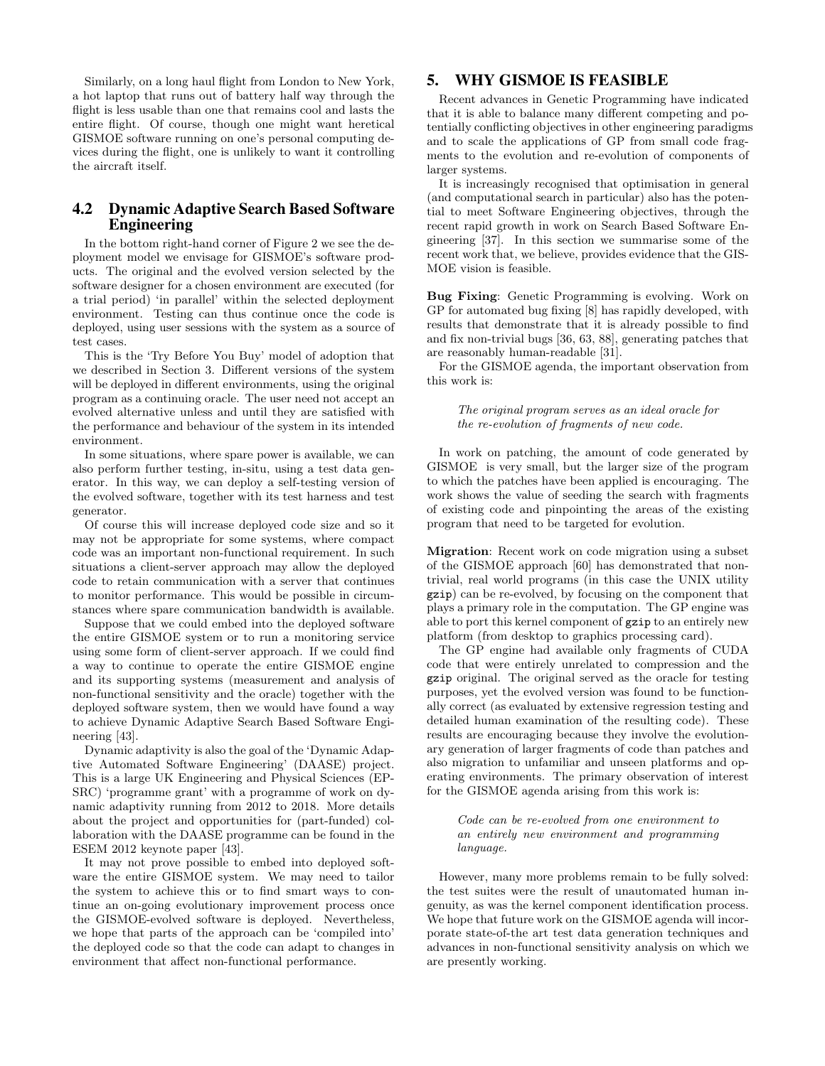Similarly, on a long haul flight from London to New York, a hot laptop that runs out of battery half way through the flight is less usable than one that remains cool and lasts the entire flight. Of course, though one might want heretical GISMOE software running on one's personal computing devices during the flight, one is unlikely to want it controlling the aircraft itself.

## 4.2 Dynamic Adaptive Search Based Software Engineering

In the bottom right-hand corner of Figure 2 we see the deployment model we envisage for GISMOE's software products. The original and the evolved version selected by the software designer for a chosen environment are executed (for a trial period) 'in parallel' within the selected deployment environment. Testing can thus continue once the code is deployed, using user sessions with the system as a source of test cases.

This is the 'Try Before You Buy' model of adoption that we described in Section 3. Different versions of the system will be deployed in different environments, using the original program as a continuing oracle. The user need not accept an evolved alternative unless and until they are satisfied with the performance and behaviour of the system in its intended environment.

In some situations, where spare power is available, we can also perform further testing, in-situ, using a test data generator. In this way, we can deploy a self-testing version of the evolved software, together with its test harness and test generator.

Of course this will increase deployed code size and so it may not be appropriate for some systems, where compact code was an important non-functional requirement. In such situations a client-server approach may allow the deployed code to retain communication with a server that continues to monitor performance. This would be possible in circumstances where spare communication bandwidth is available.

Suppose that we could embed into the deployed software the entire GISMOE system or to run a monitoring service using some form of client-server approach. If we could find a way to continue to operate the entire GISMOE engine and its supporting systems (measurement and analysis of non-functional sensitivity and the oracle) together with the deployed software system, then we would have found a way to achieve Dynamic Adaptive Search Based Software Engineering [43].

Dynamic adaptivity is also the goal of the 'Dynamic Adaptive Automated Software Engineering' (DAASE) project. This is a large UK Engineering and Physical Sciences (EPSRC) 'programme grant' with a programme of work on dynamic adaptivity running from 2012 to 2018. More details about the project and opportunities for (part-funded) collaboration with the DAASE programme can be found in the ESEM 2012 keynote paper [43].

It may not prove possible to embed into deployed software the entire GISMOE system. We may need to tailor the system to achieve this or to find smart ways to continue an on-going evolutionary improvement process once the GISMOE-evolved software is deployed. Nevertheless, we hope that parts of the approach can be 'compiled into' the deployed code so that the code can adapt to changes in environment that affect non-functional performance.

# 5. WHY GISMOE IS FEASIBLE

Recent advances in Genetic Programming have indicated that it is able to balance many different competing and potentially conflicting objectives in other engineering paradigms and to scale the applications of GP from small code fragments to the evolution and re-evolution of components of larger systems.

It is increasingly recognised that optimisation in general (and computational search in particular) also has the potential to meet Software Engineering objectives, through the recent rapid growth in work on Search Based Software Engineering [37]. In this section we summarise some of the recent work that, we believe, provides evidence that the GISMOE vision is feasible.

**Bug Fixing**: Genetic Programming is evolving. Work on GP for automated bug fixing [8] has rapidly developed, with results that demonstrate that it is already possible to find and fix non-trivial bugs [36, 63, 88], generating patches that are reasonably human-readable [31].

For the GISMOE agenda, the important observation from this work is:

> *The original program serves as an ideal oracle for the re-evolution of fragments of new code.*

In work on patching, the amount of code generated by GISMOE is very small, but the larger size of the program to which the patches have been applied is encouraging. The work shows the value of seeding the search with fragments of existing code and pinpointing the areas of the existing program that need to be targeted for evolution.

**Migration**: Recent work on code migration using a subset of the GISMOE approach [60] has demonstrated that non-trivial, real world programs (in this case the UNIX utility `gzip`) can be re-evolved, by focusing on the component that plays a primary role in the computation. The GP engine was able to port this kernel component of `gzip` to an entirely new platform (from desktop to graphics processing card).

The GP engine had available only fragments of CUDA code that were entirely unrelated to compression and the `gzip` original. The original served as the oracle for testing purposes, yet the evolved version was found to be functionally correct (as evaluated by extensive regression testing and detailed human examination of the resulting code). These results are encouraging because they involve the evolutionary generation of larger fragments of code than patches and also migration to unfamiliar and unseen platforms and operating environments. The primary observation of interest for the GISMOE agenda arising from this work is:

> *Code can be re-evolved from one environment to an entirely new environment and programming language.*

However, many more problems remain to be fully solved: the test suites were the result of unautomated human ingenuity, as was the kernel component identification process. We hope that future work on the GISMOE agenda will incorporate state-of-the art test data generation techniques and advances in non-functional sensitivity analysis on which we are presently working.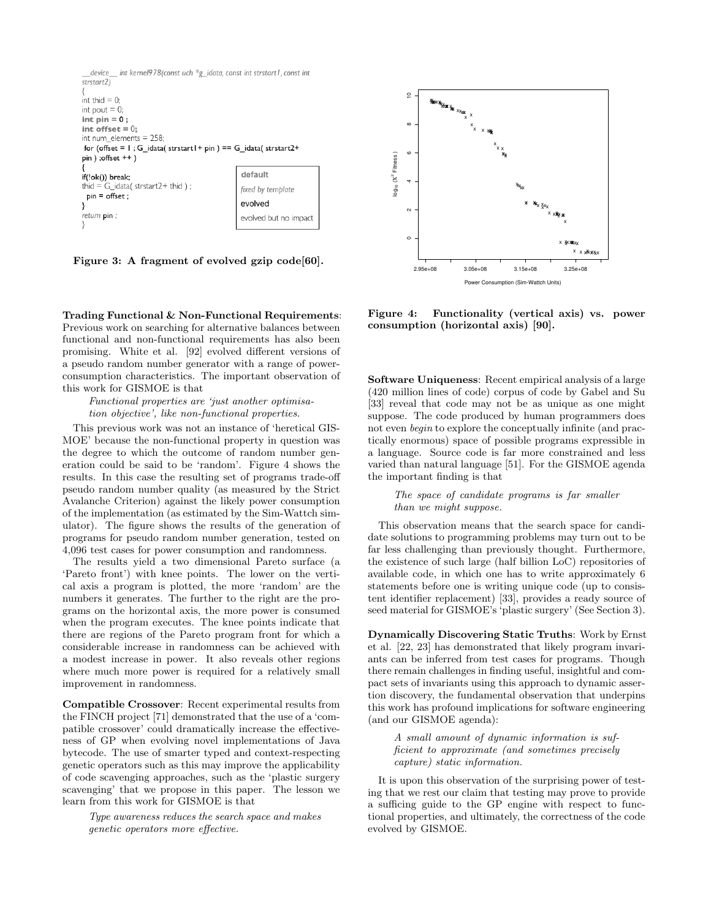```
__device__ int kernel978(const uch *g_idata, const int strstart1, const int
strstart2)
{
int thid = 0;
int pout = 0;
int pin = 0 ;
int offset = 0;
int num_elements = 258;
 for (offset = 1 ; G_idata( strstart1+ pin ) == G_idata( strstart2+
pin ) ;offset ++ )
{
if(!ok()) break;
thid = G_idata( strstart2+ thid ) ;
  pin = offset ;
}
return pin ;
}
```

default

fixed by template

evolved

evolved but no impact

**Figure 3: A fragment of evolved gzip code[60].**

**Trading Functional & Non-Functional Requirements**: Previous work on searching for alternative balances between functional and non-functional requirements has also been promising. White et al. [92] evolved different versions of a pseudo random number generator with a range of power-consumption characteristics. The important observation of this work for GISMOE is that

> *Functional properties are 'just another optimisation objective', like non-functional properties.*

This previous work was not an instance of 'heretical GISMOE' because the non-functional property in question was the degree to which the outcome of random number generation could be said to be 'random'. Figure 4 shows the results. In this case the resulting set of programs trade-off pseudo random number quality (as measured by the Strict Avalanche Criterion) against the likely power consumption of the implementation (as estimated by the Sim-Wattch simulator). The figure shows the results of the generation of programs for pseudo random number generation, tested on 4,096 test cases for power consumption and randomness.

The results yield a two dimensional Pareto surface (a 'Pareto front') with knee points. The lower on the vertical axis a program is plotted, the more 'random' are the numbers it generates. The further to the right are the programs on the horizontal axis, the more power is consumed when the program executes. The knee points indicate that there are regions of the Pareto program front for which a considerable increase in randomness can be achieved with a modest increase in power. It also reveals other regions where much more power is required for a relatively small improvement in randomness.

**Compatible Crossover**: Recent experimental results from the FINCH project [71] demonstrated that the use of a 'compatible crossover' could dramatically increase the effectiveness of GP when evolving novel implementations of Java bytecode. The use of smarter typed and context-respecting genetic operators such as this may improve the applicability of code scavenging approaches, such as the 'plastic surgery scavenging' that we propose in this paper. The lesson we learn from this work for GISMOE is that

> *Type awareness reduces the search space and makes genetic operators more effective.*

$\log_{10}$ ($X^2$ Fitness)

10
8
6
4
2
0

2.95e+08
3.05e+08
3.15e+08
3.25e+08

Power Consumption (Sim-Wattch Units)

**Figure 4: Functionality (vertical axis) vs. power consumption (horizontal axis) [90].**

**Software Uniqueness**: Recent empirical analysis of a large (420 million lines of code) corpus of code by Gabel and Su [33] reveal that code may not be as unique as one might suppose. The code produced by human programmers does not even *begin* to explore the conceptually infinite (and practically enormous) space of possible programs expressible in a language. Source code is far more constrained and less varied than natural language [51]. For the GISMOE agenda the important finding is that

> *The space of candidate programs is far smaller than we might suppose.*

This observation means that the search space for candidate solutions to programming problems may turn out to be far less challenging than previously thought. Furthermore, the existence of such large (half billion LoC) repositories of available code, in which one has to write approximately 6 statements before one is writing unique code (up to consistent identifier replacement) [33], provides a ready source of seed material for GISMOE's 'plastic surgery' (See Section 3).

**Dynamically Discovering Static Truths**: Work by Ernst et al. [22, 23] has demonstrated that likely program invariants can be inferred from test cases for programs. Though there remain challenges in finding useful, insightful and compact sets of invariants using this approach to dynamic assertion discovery, the fundamental observation that underpins this work has profound implications for software engineering (and our GISMOE agenda):

> *A small amount of dynamic information is sufficient to approximate (and sometimes precisely capture) static information.*

It is upon this observation of the surprising power of testing that we rest our claim that testing may prove to provide a sufficing guide to the GP engine with respect to functional properties, and ultimately, the correctness of the code evolved by GISMOE.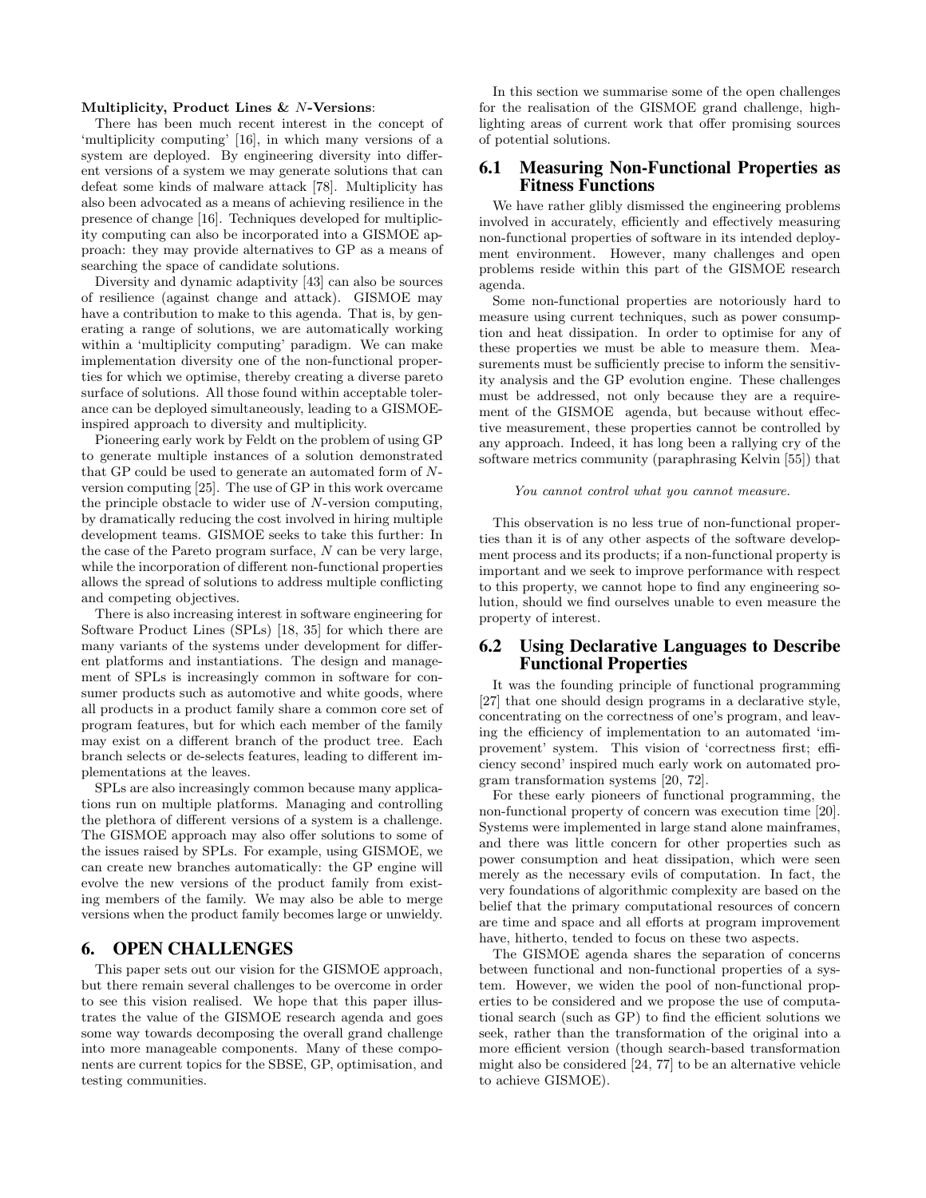**Multiplicity, Product Lines & $N$-Versions**:

There has been much recent interest in the concept of 'multiplicity computing' [16], in which many versions of a system are deployed. By engineering diversity into different versions of a system we may generate solutions that can defeat some kinds of malware attack [78]. Multiplicity has also been advocated as a means of achieving resilience in the presence of change [16]. Techniques developed for multiplicity computing can also be incorporated into a GISMOE approach: they may provide alternatives to GP as a means of searching the space of candidate solutions.

Diversity and dynamic adaptivity [43] can also be sources of resilience (against change and attack). GISMOE may have a contribution to make to this agenda. That is, by generating a range of solutions, we are automatically working within a 'multiplicity computing' paradigm. We can make implementation diversity one of the non-functional properties for which we optimise, thereby creating a diverse pareto surface of solutions. All those found within acceptable tolerance can be deployed simultaneously, leading to a GISMOE-inspired approach to diversity and multiplicity.

Pioneering early work by Feldt on the problem of using GP to generate multiple instances of a solution demonstrated that GP could be used to generate an automated form of $N$-version computing [25]. The use of GP in this work overcame the principle obstacle to wider use of $N$-version computing, by dramatically reducing the cost involved in hiring multiple development teams. GISMOE seeks to take this further: In the case of the Pareto program surface, $N$ can be very large, while the incorporation of different non-functional properties allows the spread of solutions to address multiple conflicting and competing objectives.

There is also increasing interest in software engineering for Software Product Lines (SPLs) [18, 35] for which there are many variants of the systems under development for different platforms and instantiations. The design and management of SPLs is increasingly common in software for consumer products such as automotive and white goods, where all products in a product family share a common core set of program features, but for which each member of the family may exist on a different branch of the product tree. Each branch selects or de-selects features, leading to different implementations at the leaves.

SPLs are also increasingly common because many applications run on multiple platforms. Managing and controlling the plethora of different versions of a system is a challenge. The GISMOE approach may also offer solutions to some of the issues raised by SPLs. For example, using GISMOE, we can create new branches automatically: the GP engine will evolve the new versions of the product family from existing members of the family. We may also be able to merge versions when the product family becomes large or unwieldy.

## 6. OPEN CHALLENGES

This paper sets out our vision for the GISMOE approach, but there remain several challenges to be overcome in order to see this vision realised. We hope that this paper illustrates the value of the GISMOE research agenda and goes some way towards decomposing the overall grand challenge into more manageable components. Many of these components are current topics for the SBSE, GP, optimisation, and testing communities.

In this section we summarise some of the open challenges for the realisation of the GISMOE grand challenge, highlighting areas of current work that offer promising sources of potential solutions.

### 6.1 Measuring Non-Functional Properties as Fitness Functions

We have rather glibly dismissed the engineering problems involved in accurately, efficiently and effectively measuring non-functional properties of software in its intended deployment environment. However, many challenges and open problems reside within this part of the GISMOE research agenda.

Some non-functional properties are notoriously hard to measure using current techniques, such as power consumption and heat dissipation. In order to optimise for any of these properties we must be able to measure them. Measurements must be sufficiently precise to inform the sensitivity analysis and the GP evolution engine. These challenges must be addressed, not only because they are a requirement of the GISMOE agenda, but because without effective measurement, these properties cannot be controlled by any approach. Indeed, it has long been a rallying cry of the software metrics community (paraphrasing Kelvin [55]) that

*You cannot control what you cannot measure.*

This observation is no less true of non-functional properties than it is of any other aspects of the software development process and its products; if a non-functional property is important and we seek to improve performance with respect to this property, we cannot hope to find any engineering solution, should we find ourselves unable to even measure the property of interest.

### 6.2 Using Declarative Languages to Describe Functional Properties

It was the founding principle of functional programming [27] that one should design programs in a declarative style, concentrating on the correctness of one's program, and leaving the efficiency of implementation to an automated 'improvement' system. This vision of 'correctness first; efficiency second' inspired much early work on automated program transformation systems [20, 72].

For these early pioneers of functional programming, the non-functional property of concern was execution time [20]. Systems were implemented in large stand alone mainframes, and there was little concern for other properties such as power consumption and heat dissipation, which were seen merely as the necessary evils of computation. In fact, the very foundations of algorithmic complexity are based on the belief that the primary computational resources of concern are time and space and all efforts at program improvement have, hitherto, tended to focus on these two aspects.

The GISMOE agenda shares the separation of concerns between functional and non-functional properties of a system. However, we widen the pool of non-functional properties to be considered and we propose the use of computational search (such as GP) to find the efficient solutions we seek, rather than the transformation of the original into a more efficient version (though search-based transformation might also be considered [24, 77] to be an alternative vehicle to achieve GISMOE).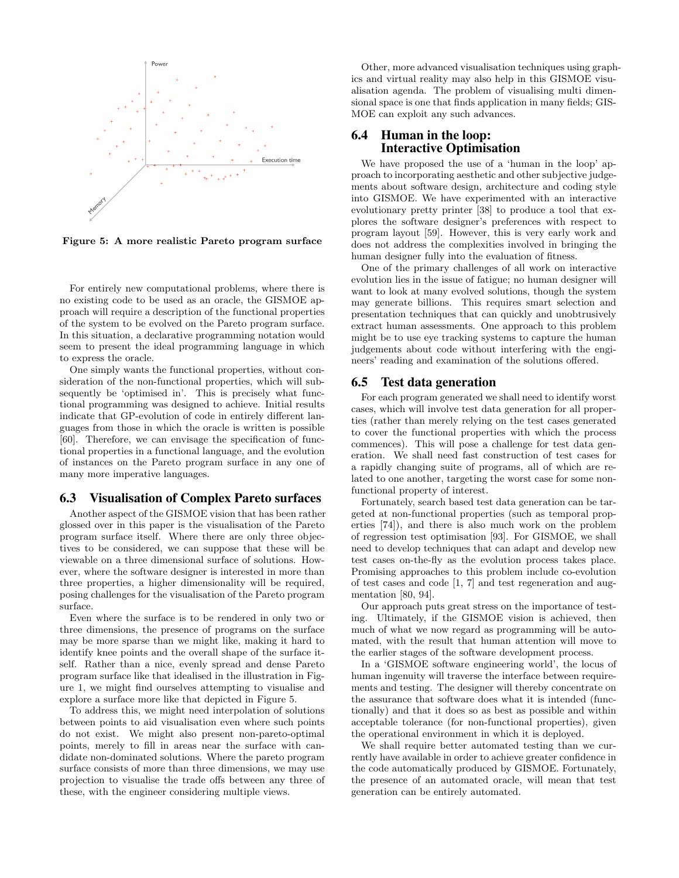Power

Execution time

Memory

**Figure 5: A more realistic Pareto program surface**

For entirely new computational problems, where there is no existing code to be used as an oracle, the GISMOE approach will require a description of the functional properties of the system to be evolved on the Pareto program surface. In this situation, a declarative programming notation would seem to present the ideal programming language in which to express the oracle.

One simply wants the functional properties, without consideration of the non-functional properties, which will subsequently be 'optimised in'. This is precisely what functional programming was designed to achieve. Initial results indicate that GP-evolution of code in entirely different languages from those in which the oracle is written is possible [60]. Therefore, we can envisage the specification of functional properties in a functional language, and the evolution of instances on the Pareto program surface in any one of many more imperative languages.

## 6.3 Visualisation of Complex Pareto surfaces

Another aspect of the GISMOE vision that has been rather glossed over in this paper is the visualisation of the Pareto program surface itself. Where there are only three objectives to be considered, we can suppose that these will be viewable on a three dimensional surface of solutions. However, where the software designer is interested in more than three properties, a higher dimensionality will be required, posing challenges for the visualisation of the Pareto program surface.

Even where the surface is to be rendered in only two or three dimensions, the presence of programs on the surface may be more sparse than we might like, making it hard to identify knee points and the overall shape of the surface itself. Rather than a nice, evenly spread and dense Pareto program surface like that idealised in the illustration in Figure 1, we might find ourselves attempting to visualise and explore a surface more like that depicted in Figure 5.

To address this, we might need interpolation of solutions between points to aid visualisation even where such points do not exist. We might also present non-pareto-optimal points, merely to fill in areas near the surface with candidate non-dominated solutions. Where the pareto program surface consists of more than three dimensions, we may use projection to visualise the trade offs between any three of these, with the engineer considering multiple views.

Other, more advanced visualisation techniques using graphics and virtual reality may also help in this GISMOE visualisation agenda. The problem of visualising multi dimensional space is one that finds application in many fields; GISMOE can exploit any such advances.

## 6.4 Human in the loop: Interactive Optimisation

We have proposed the use of a 'human in the loop' approach to incorporating aesthetic and other subjective judgements about software design, architecture and coding style into GISMOE. We have experimented with an interactive evolutionary pretty printer [38] to produce a tool that explores the software designer's preferences with respect to program layout [59]. However, this is very early work and does not address the complexities involved in bringing the human designer fully into the evaluation of fitness.

One of the primary challenges of all work on interactive evolution lies in the issue of fatigue; no human designer will want to look at many evolved solutions, though the system may generate billions. This requires smart selection and presentation techniques that can quickly and unobtrusively extract human assessments. One approach to this problem might be to use eye tracking systems to capture the human judgements about code without interfering with the engineers' reading and examination of the solutions offered.

## 6.5 Test data generation

For each program generated we shall need to identify worst cases, which will involve test data generation for all properties (rather than merely relying on the test cases generated to cover the functional properties with which the process commences). This will pose a challenge for test data generation. We shall need fast construction of test cases for a rapidly changing suite of programs, all of which are related to one another, targeting the worst case for some non-functional property of interest.

Fortunately, search based test data generation can be targeted at non-functional properties (such as temporal properties [74]), and there is also much work on the problem of regression test optimisation [93]. For GISMOE, we shall need to develop techniques that can adapt and develop new test cases on-the-fly as the evolution process takes place. Promising approaches to this problem include co-evolution of test cases and code [1, 7] and test regeneration and augmentation [80, 94].

Our approach puts great stress on the importance of testing. Ultimately, if the GISMOE vision is achieved, then much of what we now regard as programming will be automated, with the result that human attention will move to the earlier stages of the software development process.

In a 'GISMOE software engineering world', the locus of human ingenuity will traverse the interface between requirements and testing. The designer will thereby concentrate on the assurance that software does what it is intended (functionally) and that it does so as best as possible and within acceptable tolerance (for non-functional properties), given the operational environment in which it is deployed.

We shall require better automated testing than we currently have available in order to achieve greater confidence in the code automatically produced by GISMOE. Fortunately, the presence of an automated oracle, will mean that test generation can be entirely automated.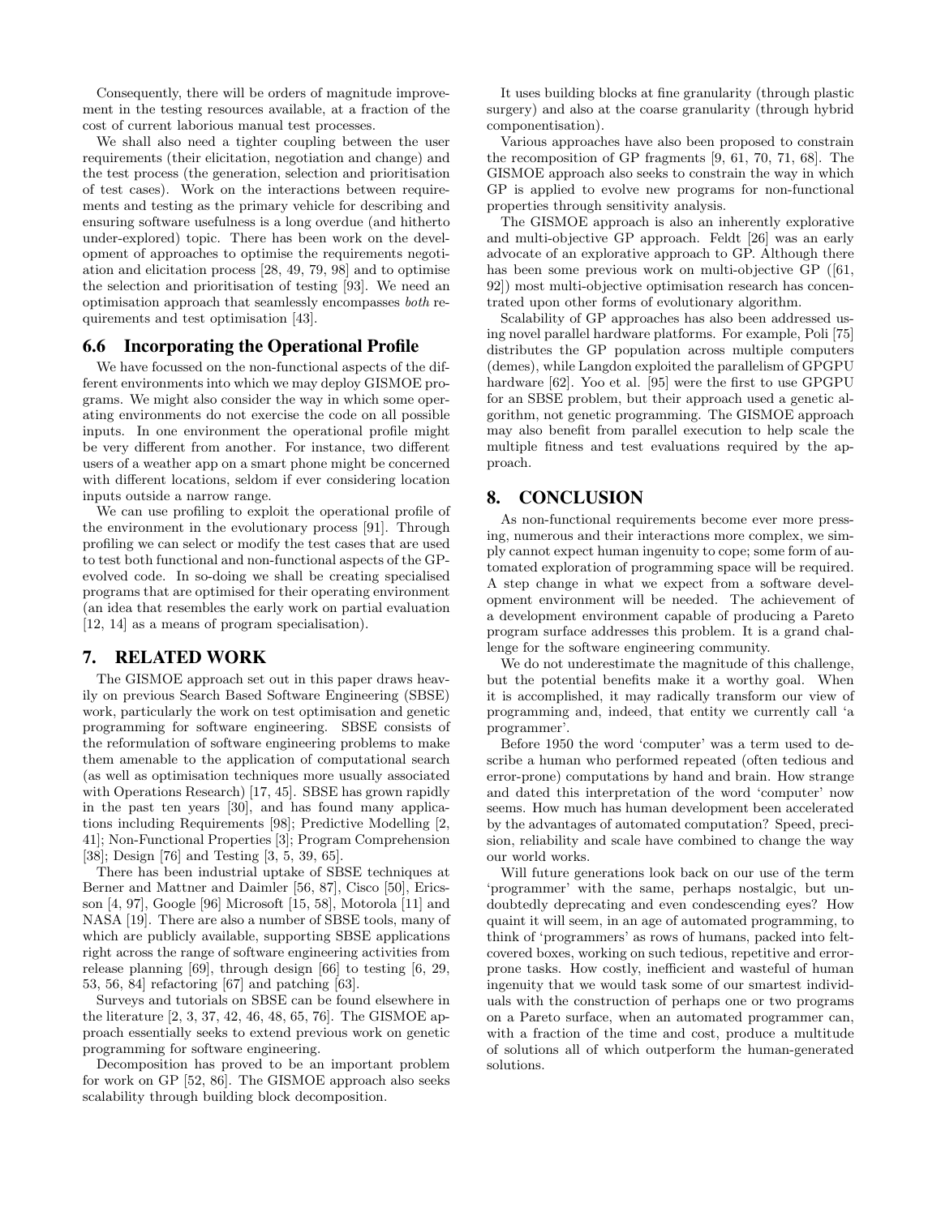Consequently, there will be orders of magnitude improvement in the testing resources available, at a fraction of the cost of current laborious manual test processes.

We shall also need a tighter coupling between the user requirements (their elicitation, negotiation and change) and the test process (the generation, selection and prioritisation of test cases). Work on the interactions between requirements and testing as the primary vehicle for describing and ensuring software usefulness is a long overdue (and hitherto under-explored) topic. There has been work on the development of approaches to optimise the requirements negotiation and elicitation process [28, 49, 79, 98] and to optimise the selection and prioritisation of testing [93]. We need an optimisation approach that seamlessly encompasses *both* requirements and test optimisation [43].

### 6.6 Incorporating the Operational Profile

We have focussed on the non-functional aspects of the different environments into which we may deploy GISMOE programs. We might also consider the way in which some operating environments do not exercise the code on all possible inputs. In one environment the operational profile might be very different from another. For instance, two different users of a weather app on a smart phone might be concerned with different locations, seldom if ever considering location inputs outside a narrow range.

We can use profiling to exploit the operational profile of the environment in the evolutionary process [91]. Through profiling we can select or modify the test cases that are used to test both functional and non-functional aspects of the GP-evolved code. In so-doing we shall be creating specialised programs that are optimised for their operating environment (an idea that resembles the early work on partial evaluation [12, 14] as a means of program specialisation).

## 7. RELATED WORK

The GISMOE approach set out in this paper draws heavily on previous Search Based Software Engineering (SBSE) work, particularly the work on test optimisation and genetic programming for software engineering. SBSE consists of the reformulation of software engineering problems to make them amenable to the application of computational search (as well as optimisation techniques more usually associated with Operations Research) [17, 45]. SBSE has grown rapidly in the past ten years [30], and has found many applications including Requirements [98]; Predictive Modelling [2, 41]; Non-Functional Properties [3]; Program Comprehension [38]; Design [76] and Testing [3, 5, 39, 65].

There has been industrial uptake of SBSE techniques at Berner and Mattner and Daimler [56, 87], Cisco [50], Ericsson [4, 97], Google [96] Microsoft [15, 58], Motorola [11] and NASA [19]. There are also a number of SBSE tools, many of which are publicly available, supporting SBSE applications right across the range of software engineering activities from release planning [69], through design [66] to testing [6, 29, 53, 56, 84] refactoring [67] and patching [63].

Surveys and tutorials on SBSE can be found elsewhere in the literature [2, 3, 37, 42, 46, 48, 65, 76]. The GISMOE approach essentially seeks to extend previous work on genetic programming for software engineering.

Decomposition has proved to be an important problem for work on GP [52, 86]. The GISMOE approach also seeks scalability through building block decomposition.

It uses building blocks at fine granularity (through plastic surgery) and also at the coarse granularity (through hybrid componentisation).

Various approaches have also been proposed to constrain the recomposition of GP fragments [9, 61, 70, 71, 68]. The GISMOE approach also seeks to constrain the way in which GP is applied to evolve new programs for non-functional properties through sensitivity analysis.

The GISMOE approach is also an inherently explorative and multi-objective GP approach. Feldt [26] was an early advocate of an explorative approach to GP. Although there has been some previous work on multi-objective GP ([61, 92]) most multi-objective optimisation research has concentrated upon other forms of evolutionary algorithm.

Scalability of GP approaches has also been addressed using novel parallel hardware platforms. For example, Poli [75] distributes the GP population across multiple computers (demes), while Langdon exploited the parallelism of GPGPU hardware [62]. Yoo et al. [95] were the first to use GPGPU for an SBSE problem, but their approach used a genetic algorithm, not genetic programming. The GISMOE approach may also benefit from parallel execution to help scale the multiple fitness and test evaluations required by the approach.

## 8. CONCLUSION

As non-functional requirements become ever more pressing, numerous and their interactions more complex, we simply cannot expect human ingenuity to cope; some form of automated exploration of programming space will be required. A step change in what we expect from a software development environment will be needed. The achievement of a development environment capable of producing a Pareto program surface addresses this problem. It is a grand challenge for the software engineering community.

We do not underestimate the magnitude of this challenge, but the potential benefits make it a worthy goal. When it is accomplished, it may radically transform our view of programming and, indeed, that entity we currently call 'a programmer'.

Before 1950 the word 'computer' was a term used to describe a human who performed repeated (often tedious and error-prone) computations by hand and brain. How strange and dated this interpretation of the word 'computer' now seems. How much has human development been accelerated by the advantages of automated computation? Speed, precision, reliability and scale have combined to change the way our world works.

Will future generations look back on our use of the term 'programmer' with the same, perhaps nostalgic, but undoubtedly deprecating and even condescending eyes? How quaint it will seem, in an age of automated programming, to think of 'programmers' as rows of humans, packed into felt-covered boxes, working on such tedious, repetitive and error-prone tasks. How costly, inefficient and wasteful of human ingenuity that we would task some of our smartest individuals with the construction of perhaps one or two programs on a Pareto surface, when an automated programmer can, with a fraction of the time and cost, produce a multitude of solutions all of which outperform the human-generated solutions.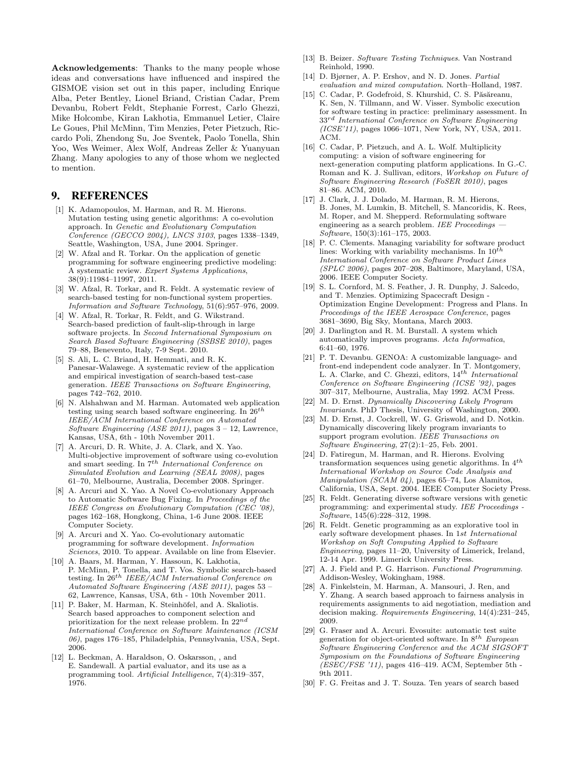**Acknowledgements**: Thanks to the many people whose ideas and conversations have influenced and inspired the GISMOE vision set out in this paper, including Enrique Alba, Peter Bentley, Lionel Briand, Cristian Cadar, Prem Devanbu, Robert Feldt, Stephanie Forrest, Carlo Ghezzi, Mike Holcombe, Kiran Lakhotia, Emmanuel Letier, Claire Le Goues, Phil McMinn, Tim Menzies, Peter Pietzuch, Riccardo Poli, Zhendong Su, Joe Sventek, Paolo Tonella, Shin Yoo, Wes Weimer, Alex Wolf, Andreas Zeller & Yuanyuan Zhang. Many apologies to any of those whom we neglected to mention.

# 9. REFERENCES

[1] K. Adamopoulos, M. Harman, and R. M. Hierons. Mutation testing using genetic algorithms: A co-evolution approach. In *Genetic and Evolutionary Computation Conference (GECCO 2004), LNCS 3103*, pages 1338–1349, Seattle, Washington, USA, June 2004. Springer.

[2] W. Afzal and R. Torkar. On the application of genetic programming for software engineering predictive modeling: A systematic review. *Expert Systems Applications*, 38(9):11984–11997, 2011.

[3] W. Afzal, R. Torkar, and R. Feldt. A systematic review of search-based testing for non-functional system properties. *Information and Software Technology*, 51(6):957–976, 2009.

[4] W. Afzal, R. Torkar, R. Feldt, and G. Wikstrand. Search-based prediction of fault-slip-through in large software projects. In *Second International Symposium on Search Based Software Engineering (SSBSE 2010)*, pages 79–88, Benevento, Italy, 7-9 Sept. 2010.

[5] S. Ali, L. C. Briand, H. Hemmati, and R. K. Panesar-Walawege. A systematic review of the application and empirical investigation of search-based test-case generation. *IEEE Transactions on Software Engineering*, pages 742–762, 2010.

[6] N. Alshahwan and M. Harman. Automated web application testing using search based software engineering. In $26^{th}$ *IEEE/ACM International Conference on Automated Software Engineering (ASE 2011)*, pages 3 – 12, Lawrence, Kansas, USA, 6th - 10th November 2011.

[7] A. Arcuri, D. R. White, J. A. Clark, and X. Yao. Multi-objective improvement of software using co-evolution and smart seeding. In $7^{th}$ *International Conference on Simulated Evolution and Learning (SEAL 2008)*, pages 61–70, Melbourne, Australia, December 2008. Springer.

[8] A. Arcuri and X. Yao. A Novel Co-evolutionary Approach to Automatic Software Bug Fixing. In *Proceedings of the IEEE Congress on Evolutionary Computation (CEC '08)*, pages 162–168, Hongkong, China, 1-6 June 2008. IEEE Computer Society.

[9] A. Arcuri and X. Yao. Co-evolutionary automatic programming for software development. *Information Sciences*, 2010. To appear. Available on line from Elsevier.

[10] A. Baars, M. Harman, Y. Hassoun, K. Lakhotia, P. McMinn, P. Tonella, and T. Vos. Symbolic search-based testing. In $26^{th}$ *IEEE/ACM International Conference on Automated Software Engineering (ASE 2011)*, pages 53 – 62, Lawrence, Kansas, USA, 6th - 10th November 2011.

[11] P. Baker, M. Harman, K. Steinhöfel, and A. Skaliotis. Search based approaches to component selection and prioritization for the next release problem. In $22^{nd}$ *International Conference on Software Maintenance (ICSM 06)*, pages 176–185, Philadelphia, Pennsylvania, USA, Sept. 2006.

[12] L. Beckman, A. Haraldson, O. Oskarsson, , and E. Sandewall. A partial evaluator, and its use as a programming tool. *Artificial Intelligence*, 7(4):319–357, 1976.

[13] B. Beizer. *Software Testing Techniques*. Van Nostrand Reinhold, 1990.

[14] D. Bjørner, A. P. Ershov, and N. D. Jones. *Partial evaluation and mixed computation*. North–Holland, 1987.

[15] C. Cadar, P. Godefroid, S. Khurshid, C. S. Păsăreanu, K. Sen, N. Tillmann, and W. Visser. Symbolic execution for software testing in practice: preliminary assessment. In $33^{rd}$ *International Conference on Software Engineering (ICSE'11)*, pages 1066–1071, New York, NY, USA, 2011. ACM.

[16] C. Cadar, P. Pietzuch, and A. L. Wolf. Multiplicity computing: a vision of software engineering for next-generation computing platform applications. In G.-C. Roman and K. J. Sullivan, editors, *Workshop on Future of Software Engineering Research (FoSER 2010)*, pages 81–86. ACM, 2010.

[17] J. Clark, J. J. Dolado, M. Harman, R. M. Hierons, B. Jones, M. Lumkin, B. Mitchell, S. Mancoridis, K. Rees, M. Roper, and M. Shepperd. Reformulating software engineering as a search problem. *IEE Proceedings — Software*, 150(3):161–175, 2003.

[18] P. C. Clements. Managing variability for software product lines: Working with variability mechanisms. In $10^{th}$ *International Conference on Software Product Lines (SPLC 2006)*, pages 207–208, Baltimore, Maryland, USA, 2006. IEEE Computer Society.

[19] S. L. Cornford, M. S. Feather, J. R. Dunphy, J. Salcedo, and T. Menzies. Optimizing Spacecraft Design - Optimization Engine Development: Progress and Plans. In *Proceedings of the IEEE Aerospace Conference*, pages 3681–3690, Big Sky, Montana, March 2003.

[20] J. Darlington and R. M. Burstall. A system which automatically improves programs. *Acta Informatica*, 6:41–60, 1976.

[21] P. T. Devanbu. GENOA: A customizable language- and front-end independent code analyzer. In T. Montgomery, L. A. Clarke, and C. Ghezzi, editors, $14^{th}$ *International Conference on Software Engineering (ICSE '92)*, pages 307–317, Melbourne, Australia, May 1992. ACM Press.

[22] M. D. Ernst. *Dynamically Discovering Likely Program Invariants*. PhD Thesis, University of Washington, 2000.

[23] M. D. Ernst, J. Cockrell, W. G. Griswold, and D. Notkin. Dynamically discovering likely program invariants to support program evolution. *IEEE Transactions on Software Engineering*, 27(2):1–25, Feb. 2001.

[24] D. Fatiregun, M. Harman, and R. Hierons. Evolving transformation sequences using genetic algorithms. In $4^{th}$ *International Workshop on Source Code Analysis and Manipulation (SCAM 04)*, pages 65–74, Los Alamitos, California, USA, Sept. 2004. IEEE Computer Society Press.

[25] R. Feldt. Generating diverse software versions with genetic programming: and experimental study. *IEE Proceedings - Software*, 145(6):228–312, 1998.

[26] R. Feldt. Genetic programming as an explorative tool in early software development phases. In 1*st International Workshop on Soft Computing Applied to Software Engineering*, pages 11–20, University of Limerick, Ireland, 12-14 Apr. 1999. Limerick University Press.

[27] A. J. Field and P. G. Harrison. *Functional Programming*. Addison-Wesley, Wokingham, 1988.

[28] A. Finkelstein, M. Harman, A. Mansouri, J. Ren, and Y. Zhang. A search based approach to fairness analysis in requirements assignments to aid negotiation, mediation and decision making. *Requirements Engineering*, 14(4):231–245, 2009.

[29] G. Fraser and A. Arcuri. Evosuite: automatic test suite generation for object-oriented software. In $8^{th}$ *European Software Engineering Conference and the ACM SIGSOFT Symposium on the Foundations of Software Engineering (ESEC/FSE '11)*, pages 416–419. ACM, September 5th - 9th 2011.

[30] F. G. Freitas and J. T. Souza. Ten years of search based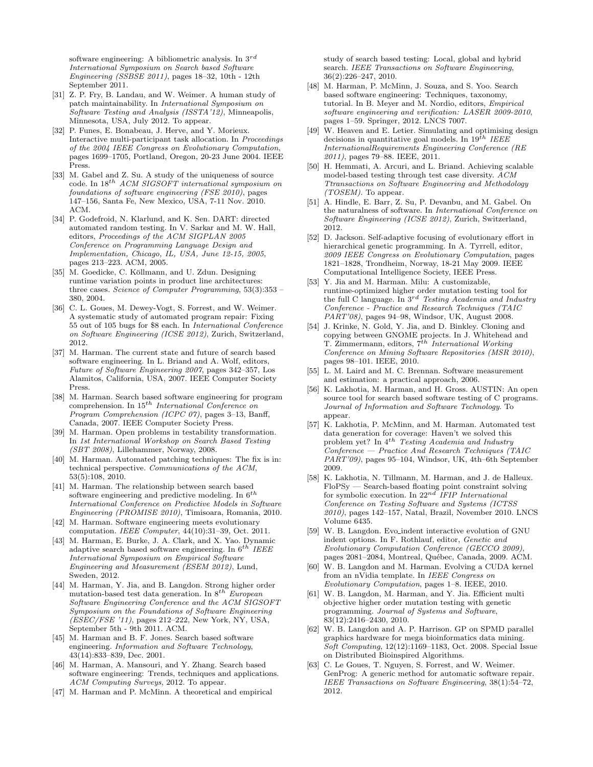software engineering: A bibliometric analysis. In $3^{rd}$ *International Symposium on Search based Software Engineering (SSBSE 2011)*, pages 18–32, 10th - 12th September 2011.

[31] Z. P. Fry, B. Landau, and W. Weimer. A human study of patch maintainability. In *International Symposium on Software Testing and Analysis (ISSTA'12)*, Minneapolis, Minnesota, USA, July 2012. To appear.

[32] P. Funes, E. Bonabeau, J. Herve, and Y. Morieux. Interactive multi-participant task allocation. In *Proceedings of the 2004 IEEE Congress on Evolutionary Computation*, pages 1699–1705, Portland, Oregon, 20-23 June 2004. IEEE Press.

[33] M. Gabel and Z. Su. A study of the uniqueness of source code. In $18^{th}$ *ACM SIGSOFT international symposium on foundations of software engineering (FSE 2010)*, pages 147–156, Santa Fe, New Mexico, USA, 7-11 Nov. 2010. ACM.

[34] P. Godefroid, N. Klarlund, and K. Sen. DART: directed automated random testing. In V. Sarkar and M. W. Hall, editors, *Proceedings of the ACM SIGPLAN 2005 Conference on Programming Language Design and Implementation, Chicago, IL, USA, June 12-15, 2005*, pages 213–223. ACM, 2005.

[35] M. Goedicke, C. Köllmann, and U. Zdun. Designing runtime variation points in product line architectures: three cases. *Science of Computer Programming*, 53(3):353 – 380, 2004.

[36] C. L. Goues, M. Dewey-Vogt, S. Forrest, and W. Weimer. A systematic study of automated program repair: Fixing 55 out of 105 bugs for $8 each. In *International Conference on Software Engineering (ICSE 2012)*, Zurich, Switzerland, 2012.

[37] M. Harman. The current state and future of search based software engineering. In L. Briand and A. Wolf, editors, *Future of Software Engineering 2007*, pages 342–357, Los Alamitos, California, USA, 2007. IEEE Computer Society Press.

[38] M. Harman. Search based software engineering for program comprehension. In $15^{th}$ *International Conference on Program Comprehension (ICPC 07)*, pages 3–13, Banff, Canada, 2007. IEEE Computer Society Press.

[39] M. Harman. Open problems in testability transformation. In *1st International Workshop on Search Based Testing (SBT 2008)*, Lillehammer, Norway, 2008.

[40] M. Harman. Automated patching techniques: The fix is in: technical perspective. *Communications of the ACM*, 53(5):108, 2010.

[41] M. Harman. The relationship between search based software engineering and predictive modeling. In $6^{th}$ *International Conference on Predictive Models in Software Engineering (PROMISE 2010)*, Timisoara, Romania, 2010.

[42] M. Harman. Software engineering meets evolutionary computation. *IEEE Computer*, 44(10):31–39, Oct. 2011.

[43] M. Harman, E. Burke, J. A. Clark, and X. Yao. Dynamic adaptive search based software engineering. In $6^{th}$ *IEEE International Symposium on Empirical Software Engineering and Measurement (ESEM 2012)*, Lund, Sweden, 2012.

[44] M. Harman, Y. Jia, and B. Langdon. Strong higher order mutation-based test data generation. In $8^{th}$ *European Software Engineering Conference and the ACM SIGSOFT Symposium on the Foundations of Software Engineering (ESEC/FSE '11)*, pages 212–222, New York, NY, USA, September 5th - 9th 2011. ACM.

[45] M. Harman and B. F. Jones. Search based software engineering. *Information and Software Technology*, 43(14):833–839, Dec. 2001.

[46] M. Harman, A. Mansouri, and Y. Zhang. Search based software engineering: Trends, techniques and applications. *ACM Computing Surveys*, 2012. To appear.

[47] M. Harman and P. McMinn. A theoretical and empirical study of search based testing: Local, global and hybrid search. *IEEE Transactions on Software Engineering*, 36(2):226–247, 2010.

[48] M. Harman, P. McMinn, J. Souza, and S. Yoo. Search based software engineering: Techniques, taxonomy, tutorial. In B. Meyer and M. Nordio, editors, *Empirical software engineering and verification: LASER 2009-2010*, pages 1–59. Springer, 2012. LNCS 7007.

[49] W. Heaven and E. Letier. Simulating and optimising design decisions in quantitative goal models. In $19^{th}$ *IEEE InternationalRequirements Engineering Conference (RE 2011)*, pages 79–88. IEEE, 2011.

[50] H. Hemmati, A. Arcuri, and L. Briand. Achieving scalable model-based testing through test case diversity. *ACM Ttransactions on Software Engineering and Methodology (TOSEM)*. To appear.

[51] A. Hindle, E. Barr, Z. Su, P. Devanbu, and M. Gabel. On the naturalness of software. In *International Conference on Software Engineering (ICSE 2012)*, Zurich, Switzerland, 2012.

[52] D. Jackson. Self-adaptive focusing of evolutionary effort in hierarchical genetic programming. In A. Tyrrell, editor, *2009 IEEE Congress on Evolutionary Computation*, pages 1821–1828, Trondheim, Norway, 18-21 May 2009. IEEE Computational Intelligence Society, IEEE Press.

[53] Y. Jia and M. Harman. Milu: A customizable, runtime-optimized higher order mutation testing tool for the full C language. In $3^{rd}$ *Testing Academia and Industry Conference - Practice and Research Techniques (TAIC PART'08)*, pages 94–98, Windsor, UK, August 2008.

[54] J. Krinke, N. Gold, Y. Jia, and D. Binkley. Cloning and copying between GNOME projects. In J. Whitehead and T. Zimmermann, editors, $7^{th}$ *International Working Conference on Mining Software Repositories (MSR 2010)*, pages 98–101. IEEE, 2010.

[55] L. M. Laird and M. C. Brennan. Software measurement and estimation: a practical approach, 2006.

[56] K. Lakhotia, M. Harman, and H. Gross. AUSTIN: An open source tool for search based software testing of C programs. *Journal of Information and Software Technology*. To appear.

[57] K. Lakhotia, P. McMinn, and M. Harman. Automated test data generation for coverage: Haven't we solved this problem yet? In $4^{th}$ *Testing Academia and Industry Conference — Practice And Research Techniques (TAIC PART'09)*, pages 95–104, Windsor, UK, 4th–6th September 2009.

[58] K. Lakhotia, N. Tillmann, M. Harman, and J. de Halleux. FloPSy — Search-based floating point constraint solving for symbolic execution. In $22^{nd}$ *IFIP International Conference on Testing Software and Systems (ICTSS 2010)*, pages 142–157, Natal, Brazil, November 2010. LNCS Volume 6435.

[59] W. B. Langdon. Evo_indent interactive evolution of GNU indent options. In F. Rothlauf, editor, *Genetic and Evolutionary Computation Conference (GECCO 2009)*, pages 2081–2084, Montreal, Québec, Canada, 2009. ACM.

[60] W. B. Langdon and M. Harman. Evolving a CUDA kernel from an nVidia template. In *IEEE Congress on Evolutionary Computation*, pages 1–8. IEEE, 2010.

[61] W. B. Langdon, M. Harman, and Y. Jia. Efficient multi objective higher order mutation testing with genetic programming. *Journal of Systems and Software*, 83(12):2416–2430, 2010.

[62] W. B. Langdon and A. P. Harrison. GP on SPMD parallel graphics hardware for mega bioinformatics data mining. *Soft Computing*, 12(12):1169–1183, Oct. 2008. Special Issue on Distributed Bioinspired Algorithms.

[63] C. Le Goues, T. Nguyen, S. Forrest, and W. Weimer. GenProg: A generic method for automatic software repair. *IEEE Transactions on Software Engineering*, 38(1):54–72, 2012.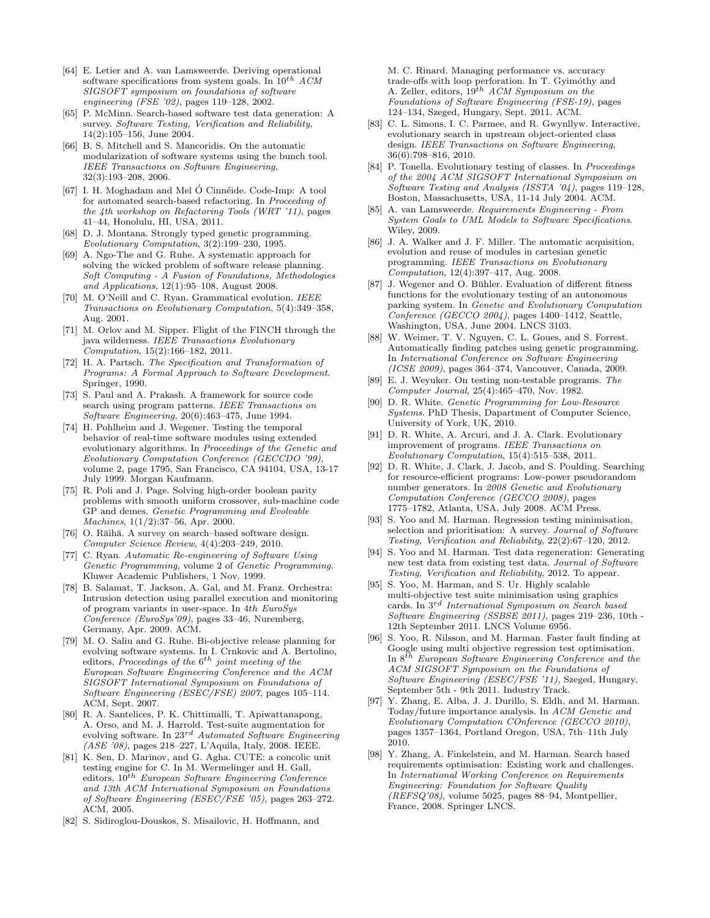[64] E. Letier and A. van Lamsweerde. Deriving operational software specifications from system goals. In $10^{th}$ *ACM SIGSOFT symposium on foundations of software engineering (FSE '02)*, pages 119–128, 2002.

[65] P. McMinn. Search-based software test data generation: A survey. *Software Testing, Verification and Reliability*, 14(2):105–156, June 2004.

[66] B. S. Mitchell and S. Mancoridis. On the automatic modularization of software systems using the bunch tool. *IEEE Transactions on Software Engineering*, 32(3):193–208, 2006.

[67] I. H. Moghadam and Mel Ó Cinnéide. Code-Imp: A tool for automated search-based refactoring. In *Proceeding of the 4th workshop on Refactoring Tools (WRT '11)*, pages 41–44, Honolulu, HI, USA, 2011.

[68] D. J. Montana. Strongly typed genetic programming. *Evolutionary Computation*, 3(2):199–230, 1995.

[69] A. Ngo-The and G. Ruhe. A systematic approach for solving the wicked problem of software release planning. *Soft Computing - A Fusion of Foundations, Methodologies and Applications*, 12(1):95–108, August 2008.

[70] M. O'Neill and C. Ryan. Grammatical evolution. *IEEE Transactions on Evolutionary Computation*, 5(4):349–358, Aug. 2001.

[71] M. Orlov and M. Sipper. Flight of the FINCH through the java wilderness. *IEEE Transactions Evolutionary Computation*, 15(2):166–182, 2011.

[72] H. A. Partsch. *The Specification and Transformation of Programs: A Formal Approach to Software Development*. Springer, 1990.

[73] S. Paul and A. Prakash. A framework for source code search using program patterns. *IEEE Transactions on Software Engineering*, 20(6):463–475, June 1994.

[74] H. Pohlheim and J. Wegener. Testing the temporal behavior of real-time software modules using extended evolutionary algorithms. In *Proceedings of the Genetic and Evolutionary Computation Conference (GECCDO '99)*, volume 2, page 1795, San Francisco, CA 94104, USA, 13-17 July 1999. Morgan Kaufmann.

[75] R. Poli and J. Page. Solving high-order boolean parity problems with smooth uniform crossover, sub-machine code GP and demes. *Genetic Programming and Evolvable Machines*, 1(1/2):37–56, Apr. 2000.

[76] O. Räihä. A survey on search–based software design. *Computer Science Review*, 4(4):203–249, 2010.

[77] C. Ryan. *Automatic Re-engineering of Software Using Genetic Programming*, volume 2 of *Genetic Programming*. Kluwer Academic Publishers, 1 Nov. 1999.

[78] B. Salamat, T. Jackson, A. Gal, and M. Franz. Orchestra: Intrusion detection using parallel execution and monitoring of program variants in user-space. In 4*th EuroSys Conference (EuroSys'09)*, pages 33–46, Nuremberg, Germany, Apr. 2009. ACM.

[79] M. O. Saliu and G. Ruhe. Bi-objective release planning for evolving software systems. In I. Crnkovic and A. Bertolino, editors, *Proceedings of the* $6^{th}$ *joint meeting of the European Software Engineering Conference and the ACM SIGSOFT International Symposium on Foundations of Software Engineering (ESEC/FSE) 2007*, pages 105–114. ACM, Sept. 2007.

[80] R. A. Santelices, P. K. Chittimalli, T. Apiwattanapong, A. Orso, and M. J. Harrold. Test-suite augmentation for evolving software. In $23^{rd}$ *Automated Software Engineering (ASE '08)*, pages 218–227, L'Aquila, Italy, 2008. IEEE.

[81] K. Sen, D. Marinov, and G. Agha. CUTE: a concolic unit testing engine for C. In M. Wermelinger and H. Gall, editors, $10^{th}$ *European Software Engineering Conference and 13th ACM International Symposium on Foundations of Software Engineering (ESEC/FSE '05)*, pages 263–272. ACM, 2005.

[82] S. Sidiroglou-Douskos, S. Misailovic, H. Hoffmann, and M. C. Rinard. Managing performance vs. accuracy trade-offs with loop perforation. In T. Gyimóthy and A. Zeller, editors, $19^{th}$ *ACM Symposium on the Foundations of Software Engineering (FSE-19)*, pages 124–134, Szeged, Hungary, Sept. 2011. ACM.

[83] C. L. Simons, I. C. Parmee, and R. Gwynllyw. Interactive, evolutionary search in upstream object-oriented class design. *IEEE Transactions on Software Engineering*, 36(6):798–816, 2010.

[84] P. Tonella. Evolutionary testing of classes. In *Proceedings of the 2004 ACM SIGSOFT International Symposium on Software Testing and Analysis (ISSTA '04)*, pages 119–128, Boston, Massachusetts, USA, 11-14 July 2004. ACM.

[85] A. van Lamsweerde. *Requirements Engineering - From System Goals to UML Models to Software Specifications*. Wiley, 2009.

[86] J. A. Walker and J. F. Miller. The automatic acquisition, evolution and reuse of modules in cartesian genetic programming. *IEEE Transactions on Evolutionary Computation*, 12(4):397–417, Aug. 2008.

[87] J. Wegener and O. Bühler. Evaluation of different fitness functions for the evolutionary testing of an autonomous parking system. In *Genetic and Evolutionary Computation Conference (GECCO 2004)*, pages 1400–1412, Seattle, Washington, USA, June 2004. LNCS 3103.

[88] W. Weimer, T. V. Nguyen, C. L. Goues, and S. Forrest. Automatically finding patches using genetic programming. In *International Conference on Software Engineering (ICSE 2009)*, pages 364–374, Vancouver, Canada, 2009.

[89] E. J. Weyuker. On testing non-testable programs. *The Computer Journal*, 25(4):465–470, Nov. 1982.

[90] D. R. White. *Genetic Programming for Low-Resource Systems*. PhD Thesis, Dapartment of Computer Science, University of York, UK, 2010.

[91] D. R. White, A. Arcuri, and J. A. Clark. Evolutionary improvement of programs. *IEEE Transactions on Evolutionary Computation*, 15(4):515–538, 2011.

[92] D. R. White, J. Clark, J. Jacob, and S. Poulding. Searching for resource-efficient programs: Low-power pseudorandom number generators. In *2008 Genetic and Evolutionary Computation Conference (GECCO 2008)*, pages 1775–1782, Atlanta, USA, July 2008. ACM Press.

[93] S. Yoo and M. Harman. Regression testing minimisation, selection and prioritisation: A survey. *Journal of Software Testing, Verification and Reliability*, 22(2):67–120, 2012.

[94] S. Yoo and M. Harman. Test data regeneration: Generating new test data from existing test data. *Journal of Software Testing, Verification and Reliability*, 2012. To appear.

[95] S. Yoo, M. Harman, and S. Ur. Highly scalable multi-objective test suite minimisation using graphics cards. In $3^{rd}$ *International Symposium on Search based Software Engineering (SSBSE 2011)*, pages 219–236, 10th - 12th September 2011. LNCS Volume 6956.

[96] S. Yoo, R. Nilsson, and M. Harman. Faster fault finding at Google using multi objective regression test optimisation. In $8^{th}$ *European Software Engineering Conference and the ACM SIGSOFT Symposium on the Foundations of Software Engineering (ESEC/FSE '11)*, Szeged, Hungary, September 5th - 9th 2011. Industry Track.

[97] Y. Zhang, E. Alba, J. J. Durillo, S. Eldh, and M. Harman. Today/future importance analysis. In *ACM Genetic and Evolutionary Computation COnference (GECCO 2010)*, pages 1357–1364, Portland Oregon, USA, 7th–11th July 2010.

[98] Y. Zhang, A. Finkelstein, and M. Harman. Search based requirements optimisation: Existing work and challenges. In *International Working Conference on Requirements Engineering: Foundation for Software Quality (REFSQ'08)*, volume 5025, pages 88–94, Montpellier, France, 2008. Springer LNCS.